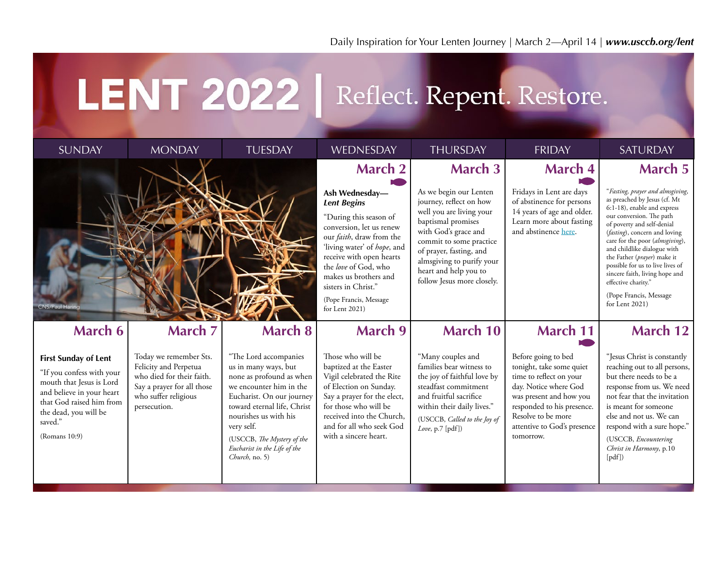Daily Inspiration for Your Lenten Journey | March 2—April 14 | ***www.usccb.org/lent***

# LENT 2022 | Reflect. Repent. Restore.

| SUNDAY | MONDAY | TUESDAY | WEDNESDAY | THURSDAY | FRIDAY | SATURDAY |
|---|---|---|---|---|---|---|
| CNS/Paul Haring | | | **March 2** <br> **Ash Wednesday—** ***Lent Begins*** <br> "During this season of conversion, let us renew our *faith*, draw from the 'living water' of *hope*, and receive with open hearts the *love* of God, who makes us brothers and sisters in Christ." <br> (Pope Francis, Message for Lent 2021) | **March 3** <br> As we begin our Lenten journey, reflect on how well you are living your baptismal promises with God's grace and commit to some practice of prayer, fasting, and almsgiving to purify your heart and help you to follow Jesus more closely. | **March 4** <br> Fridays in Lent are days of abstinence for persons 14 years of age and older. Learn more about fasting and abstinence here. | **March 5** <br> "*Fasting, prayer and almsgiving*, as preached by Jesus (cf. Mt 6:1-18), enable and express our conversion. The path of poverty and self-denial (*fasting*), concern and loving care for the poor (*almsgiving*), and childlike dialogue with the Father (*prayer*) make it possible for us to live lives of sincere faith, living hope and effective charity." <br> (Pope Francis, Message for Lent 2021) |
| **March 6** <br> **First Sunday of Lent** <br> "If you confess with your mouth that Jesus is Lord and believe in your heart that God raised him from the dead, you will be saved." <br> (Romans 10:9) | **March 7** <br> Today we remember Sts. Felicity and Perpetua who died for their faith. Say a prayer for all those who suffer religious persecution. | **March 8** <br> "The Lord accompanies us in many ways, but none as profound as when we encounter him in the Eucharist. On our journey toward eternal life, Christ nourishes us with his very self. <br> (USCCB, *The Mystery of the Eucharist in the Life of the Church,* no. 5) | **March 9** <br> Those who will be baptized at the Easter Vigil celebrated the Rite of Election on Sunday. Say a prayer for the elect, for those who will be received into the Church, and for all who seek God with a sincere heart. | **March 10** <br> "Many couples and families bear witness to the joy of faithful love by steadfast commitment and fruitful sacrifice within their daily lives." <br> (USCCB, *Called to the Joy of Love*, p.7 [pdf]) | **March 11** <br> Before going to bed tonight, take some quiet time to reflect on your day. Notice where God was present and how you responded to his presence. Resolve to be more attentive to God's presence tomorrow. | **March 12** <br> "Jesus Christ is constantly reaching out to all persons, but there needs to be a response from us. We need not fear that the invitation is meant for someone else and not us. We can respond with a sure hope." <br> (USCCB, *Encountering Christ in Harmony*, p.10 [pdf]) |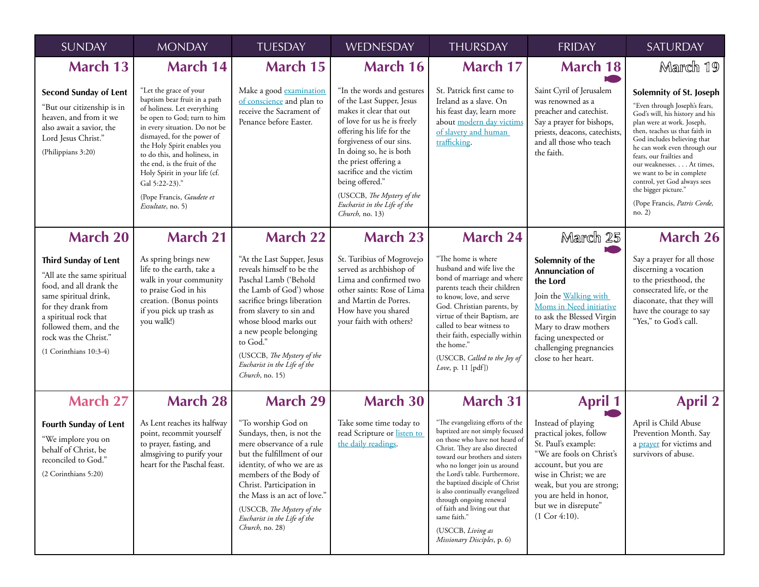| SUNDAY | MONDAY | TUESDAY | WEDNESDAY | THURSDAY | FRIDAY | SATURDAY |
|---|---|---|---|---|---|---|
| **March 13**<br><br>**Second Sunday of Lent**<br><br>"But our citizenship is in heaven, and from it we also await a savior, the Lord Jesus Christ."<br><br>(Philippians 3:20) | **March 14**<br><br>"Let the grace of your baptism bear fruit in a path of holiness. Let everything be open to God; turn to him in every situation. Do not be dismayed, for the power of the Holy Spirit enables you to do this, and holiness, in the end, is the fruit of the Holy Spirit in your life (cf. Gal 5:22-23)."<br><br>(Pope Francis, *Gaudete et Exsultate*, no. 5) | **March 15**<br><br>Make a good examination of conscience and plan to receive the Sacrament of Penance before Easter. | **March 16**<br><br>"In the words and gestures of the Last Supper, Jesus makes it clear that out of love for us he is freely offering his life for the forgiveness of our sins. In doing so, he is both the priest offering a sacrifice and the victim being offered."<br><br>(USCCB, *The Mystery of the Eucharist in the Life of the Church,* no. 13) | **March 17**<br><br>St. Patrick first came to Ireland as a slave. On his feast day, learn more about modern day victims of slavery and human trafficking. | **March 18**<br><br>Saint Cyril of Jerusalem was renowned as a preacher and catechist. Say a prayer for bishops, priests, deacons, catechists, and all those who teach the faith. | **March 19**<br><br>**Solemnity of St. Joseph**<br><br>"Even through Joseph's fears, God's will, his history and his plan were at work. Joseph, then, teaches us that faith in God includes believing that he can work even through our fears, our frailties and our weaknesses. . . . At times, we want to be in complete control, yet God always sees the bigger picture."<br><br>(Pope Francis, *Patris Corde,* no. 2) |
| **March 20**<br><br>**Third Sunday of Lent**<br><br>"All ate the same spiritual food, and all drank the same spiritual drink, for they drank from a spiritual rock that followed them, and the rock was the Christ."<br><br>(1 Corinthians 10:3-4) | **March 21**<br><br>As spring brings new life to the earth, take a walk in your community to praise God in his creation. (Bonus points if you pick up trash as you walk!) | **March 22**<br><br>"At the Last Supper, Jesus reveals himself to be the Paschal Lamb ('Behold the Lamb of God') whose sacrifice brings liberation from slavery to sin and whose blood marks out a new people belonging to God."<br><br>(USCCB, *The Mystery of the Eucharist in the Life of the Church*, no. 15) | **March 23**<br><br>St. Turibius of Mogrovejo served as archbishop of Lima and confirmed two other saints: Rose of Lima and Martin de Porres. How have you shared your faith with others? | **March 24**<br><br>"The home is where husband and wife live the bond of marriage and where parents teach their children to know, love, and serve God. Christian parents, by virtue of their Baptism, are called to bear witness to their faith, especially within the home."<br><br>(USCCB, *Called to the Joy of Love*, p. 11 [pdf]) | **March 25**<br><br>**Solemnity of the Annunciation of the Lord**<br><br>Join the Walking with Moms in Need initiative to ask the Blessed Virgin Mary to draw mothers facing unexpected or challenging pregnancies close to her heart. | **March 26**<br><br>Say a prayer for all those discerning a vocation to the priesthood, the consecrated life, or the diaconate, that they will have the courage to say "Yes," to God's call. |
| **March 27**<br><br>**Fourth Sunday of Lent**<br><br>"We implore you on behalf of Christ, be reconciled to God."<br><br>(2 Corinthians 5:20) | **March 28**<br><br>As Lent reaches its halfway point, recommit yourself to prayer, fasting, and almsgiving to purify your heart for the Paschal feast. | **March 29**<br><br>"To worship God on Sundays, then, is not the mere observance of a rule but the fulfillment of our identity, of who we are as members of the Body of Christ. Participation in the Mass is an act of love."<br><br>(USCCB, *The Mystery of the Eucharist in the Life of the Church,* no. 28) | **March 30**<br><br>Take some time today to read Scripture or listen to the daily readings. | **March 31**<br><br>"The evangelizing efforts of the baptized are not simply focused on those who have not heard of Christ. They are also directed toward our brothers and sisters who no longer join us around the Lord's table. Furthermore, the baptized disciple of Christ is also continually evangelized through ongoing renewal of faith and living out that same faith."<br><br>(USCCB, *Living as Missionary Disciples*, p. 6) | **April 1**<br><br>Instead of playing practical jokes, follow St. Paul's example: "We are fools on Christ's account, but you are wise in Christ; we are weak, but you are strong; you are held in honor, but we in disrepute" (1 Cor 4:10). | **April 2**<br><br>April is Child Abuse Prevention Month. Say a prayer for victims and survivors of abuse. |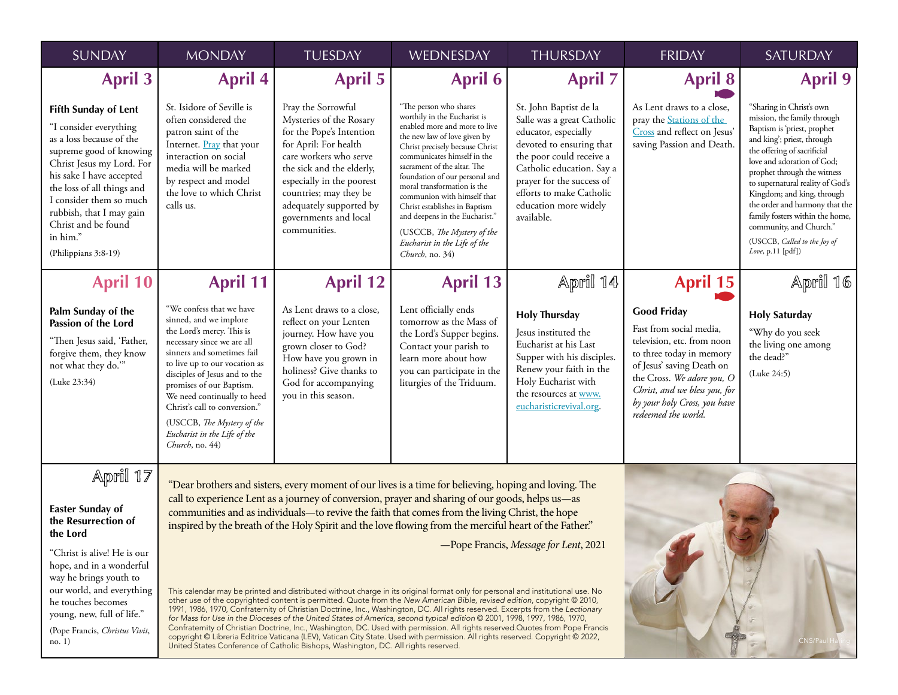| SUNDAY | MONDAY | TUESDAY | WEDNESDAY | THURSDAY | FRIDAY | SATURDAY |
|---|---|---|---|---|---|---|
| **April 3**<br><br>**Fifth Sunday of Lent**<br><br>"I consider everything as a loss because of the supreme good of knowing Christ Jesus my Lord. For his sake I have accepted the loss of all things and I consider them so much rubbish, that I may gain Christ and be found in him."<br><br>(Philippians 3:8-19) | **April 4**<br><br>St. Isidore of Seville is often considered the patron saint of the Internet. Pray that your interaction on social media will be marked by respect and model the love to which Christ calls us. | **April 5**<br><br>Pray the Sorrowful Mysteries of the Rosary for the Pope's Intention for April: For health care workers who serve the sick and the elderly, especially in the poorest countries; may they be adequately supported by governments and local communities. | **April 6**<br><br>"The person who shares worthily in the Eucharist is enabled more and more to live the new law of love given by Christ precisely because Christ communicates himself in the sacrament of the altar. The foundation of our personal and moral transformation is the communion with himself that Christ establishes in Baptism and deepens in the Eucharist."<br><br>(USCCB, *The Mystery of the Eucharist in the Life of the Church*, no. 34) | **April 7**<br><br>St. John Baptist de la Salle was a great Catholic educator, especially devoted to ensuring that the poor could receive a Catholic education. Say a prayer for the success of efforts to make Catholic education more widely available. | **April 8**<br><br>As Lent draws to a close, pray the Stations of the Cross and reflect on Jesus' saving Passion and Death. | **April 9**<br><br>"Sharing in Christ's own mission, the family through Baptism is 'priest, prophet and king'; priest, through the offering of sacrificial love and adoration of God; prophet through the witness to supernatural reality of God's Kingdom; and king, through the order and harmony that the family fosters within the home, community, and Church."<br><br>(USCCB, *Called to the Joy of Love*, p.11 [pdf]) |
| **April 10**<br><br>**Palm Sunday of the Passion of the Lord**<br><br>"Then Jesus said, 'Father, forgive them, they know not what they do.'"<br><br>(Luke 23:34) | **April 11**<br><br>"We confess that we have sinned, and we implore the Lord's mercy. This is necessary since we are all sinners and sometimes fail to live up to our vocation as disciples of Jesus and to the promises of our Baptism. We need continually to heed Christ's call to conversion."<br><br>(USCCB, *The Mystery of the Eucharist in the Life of the Church*, no. 44) | **April 12**<br><br>As Lent draws to a close, reflect on your Lenten journey. How have you grown closer to God? How have you grown in holiness? Give thanks to God for accompanying you in this season. | **April 13**<br><br>Lent officially ends tomorrow as the Mass of the Lord's Supper begins. Contact your parish to learn more about how you can participate in the liturgies of the Triduum. | **April 14**<br><br>**Holy Thursday**<br><br>Jesus instituted the Eucharist at his Last Supper with his disciples. Renew your faith in the Holy Eucharist with the resources at www.eucharisticrevival.org. | **April 15**<br><br>**Good Friday**<br><br>Fast from social media, television, etc. from noon to three today in memory of Jesus' saving Death on the Cross. *We adore you, O Christ, and we bless you, for by your holy Cross, you have redeemed the world.* | **April 16**<br><br>**Holy Saturday**<br><br>"Why do you seek the living one among the dead?"<br><br>(Luke 24:5) |
| **April 17**<br><br>**Easter Sunday of the Resurrection of the Lord**<br><br>"Christ is alive! He is our hope, and in a wonderful way he brings youth to our world, and everything he touches becomes young, new, full of life."<br><br>(Pope Francis, *Christus Vivit*, no. 1) | | | | | | |

"Dear brothers and sisters, every moment of our lives is a time for believing, hoping and loving. The call to experience Lent as a journey of conversion, prayer and sharing of our goods, helps us—as communities and as individuals—to revive the faith that comes from the living Christ, the hope inspired by the breath of the Holy Spirit and the love flowing from the merciful heart of the Father."

—Pope Francis, *Message for Lent*, 2021

This calendar may be printed and distributed without charge in its original format only for personal and institutional use. No other use of the copyrighted content is permitted. Quote from the *New American Bible, revised edition*, copyright © 2010, 1991, 1986, 1970, Confraternity of Christian Doctrine, Inc., Washington, DC. All rights reserved. Excerpts from the *Lectionary for Mass for Use in the Dioceses of the United States of America, second typical edition* © 2001, 1998, 1997, 1986, 1970, Confraternity of Christian Doctrine, Inc., Washington, DC. Used with permission. All rights reserved.Quotes from Pope Francis copyright © Libreria Editrice Vaticana (LEV), Vatican City State. Used with permission. All rights reserved. Copyright © 2022, United States Conference of Catholic Bishops, Washington, DC. All rights reserved.

CNS/Paul Haring